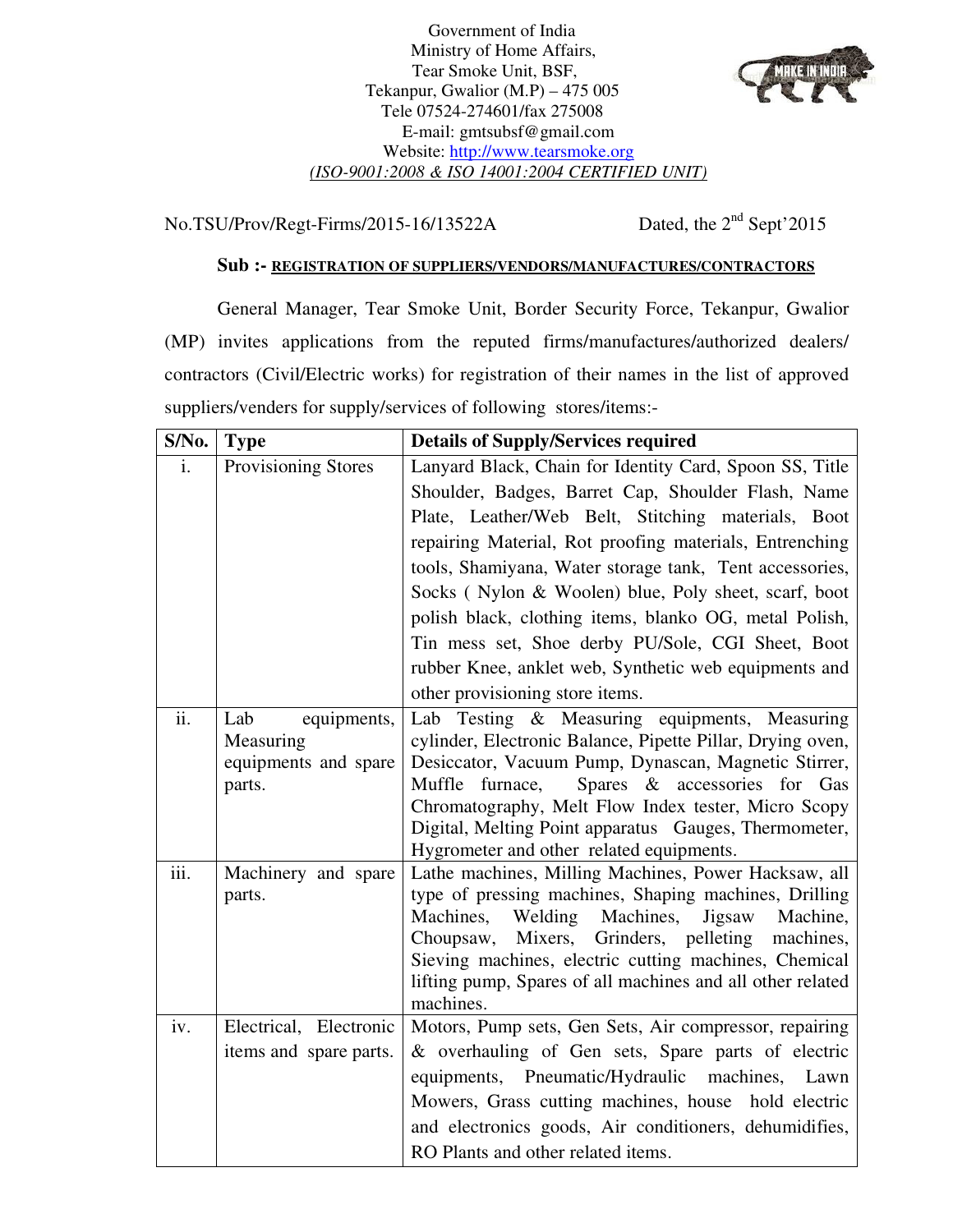Government of India
Ministry of Home Affairs,
Tear Smoke Unit, BSF,
Tekanpur, Gwalior (M.P) – 475 005
Tele 07524-274601/fax 275008
E-mail: gmtsubsf@gmail.com
Website: http://www.tearsmoke.org
*(ISO-9001:2008 & ISO 14001:2004 CERTIFIED UNIT)*

No.TSU/Prov/Regt-Firms/2015-16/13522A Dated, the 2nd Sept'2015

**Sub :- REGISTRATION OF SUPPLIERS/VENDORS/MANUFACTURES/CONTRACTORS**

General Manager, Tear Smoke Unit, Border Security Force, Tekanpur, Gwalior (MP) invites applications from the reputed firms/manufactures/authorized dealers/ contractors (Civil/Electric works) for registration of their names in the list of approved suppliers/venders for supply/services of following stores/items:-

| S/No. | Type | Details of Supply/Services required |
|---|---|---|
| i. | Provisioning Stores | Lanyard Black, Chain for Identity Card, Spoon SS, Title Shoulder, Badges, Barret Cap, Shoulder Flash, Name Plate, Leather/Web Belt, Stitching materials, Boot repairing Material, Rot proofing materials, Entrenching tools, Shamiyana, Water storage tank, Tent accessories, Socks ( Nylon & Woolen) blue, Poly sheet, scarf, boot polish black, clothing items, blanko OG, metal Polish, Tin mess set, Shoe derby PU/Sole, CGI Sheet, Boot rubber Knee, anklet web, Synthetic web equipments and other provisioning store items. |
| ii. | Lab equipments, Measuring equipments and spare parts. | Lab Testing & Measuring equipments, Measuring cylinder, Electronic Balance, Pipette Pillar, Drying oven, Desiccator, Vacuum Pump, Dynascan, Magnetic Stirrer, Muffle furnace, Spares & accessories for Gas Chromatography, Melt Flow Index tester, Micro Scopy Digital, Melting Point apparatus Gauges, Thermometer, Hygrometer and other related equipments. |
| iii. | Machinery and spare parts. | Lathe machines, Milling Machines, Power Hacksaw, all type of pressing machines, Shaping machines, Drilling Machines, Welding Machines, Jigsaw Machine, Choupsaw, Mixers, Grinders, pelleting machines, Sieving machines, electric cutting machines, Chemical lifting pump, Spares of all machines and all other related machines. |
| iv. | Electrical, Electronic items and spare parts. | Motors, Pump sets, Gen Sets, Air compressor, repairing & overhauling of Gen sets, Spare parts of electric equipments, Pneumatic/Hydraulic machines, Lawn Mowers, Grass cutting machines, house hold electric and electronics goods, Air conditioners, dehumidifies, RO Plants and other related items. |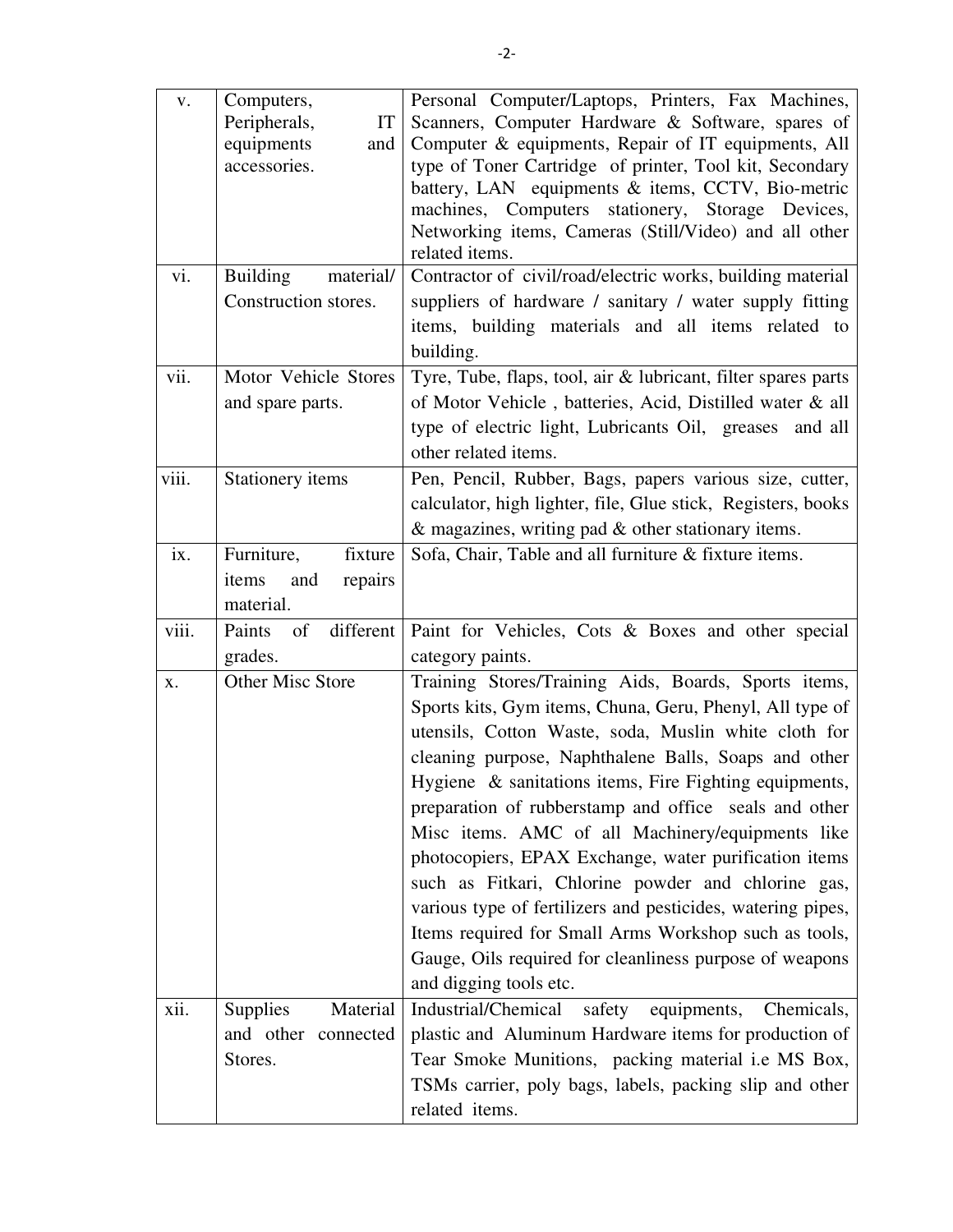| v. | Computers, Peripherals, IT equipments and accessories. | Personal Computer/Laptops, Printers, Fax Machines, Scanners, Computer Hardware & Software, spares of Computer & equipments, Repair of IT equipments, All type of Toner Cartridge of printer, Tool kit, Secondary battery, LAN equipments & items, CCTV, Bio-metric machines, Computers stationery, Storage Devices, Networking items, Cameras (Still/Video) and all other related items. |
|---|---|---|
| vi. | Building material/ Construction stores. | Contractor of civil/road/electric works, building material suppliers of hardware / sanitary / water supply fitting items, building materials and all items related to building. |
| vii. | Motor Vehicle Stores and spare parts. | Tyre, Tube, flaps, tool, air & lubricant, filter spares parts of Motor Vehicle , batteries, Acid, Distilled water & all type of electric light, Lubricants Oil, greases and all other related items. |
| viii. | Stationery items | Pen, Pencil, Rubber, Bags, papers various size, cutter, calculator, high lighter, file, Glue stick, Registers, books & magazines, writing pad & other stationary items. |
| ix. | Furniture, fixture items and repairs material. | Sofa, Chair, Table and all furniture & fixture items. |
| viii. | Paints of different grades. | Paint for Vehicles, Cots & Boxes and other special category paints. |
| x. | Other Misc Store | Training Stores/Training Aids, Boards, Sports items, Sports kits, Gym items, Chuna, Geru, Phenyl, All type of utensils, Cotton Waste, soda, Muslin white cloth for cleaning purpose, Naphthalene Balls, Soaps and other Hygiene & sanitations items, Fire Fighting equipments, preparation of rubberstamp and office seals and other Misc items. AMC of all Machinery/equipments like photocopiers, EPAX Exchange, water purification items such as Fitkari, Chlorine powder and chlorine gas, various type of fertilizers and pesticides, watering pipes, Items required for Small Arms Workshop such as tools, Gauge, Oils required for cleanliness purpose of weapons and digging tools etc. |
| xii. | Supplies Material and other connected Stores. | Industrial/Chemical safety equipments, Chemicals, plastic and Aluminum Hardware items for production of Tear Smoke Munitions, packing material i.e MS Box, TSMs carrier, poly bags, labels, packing slip and other related items. |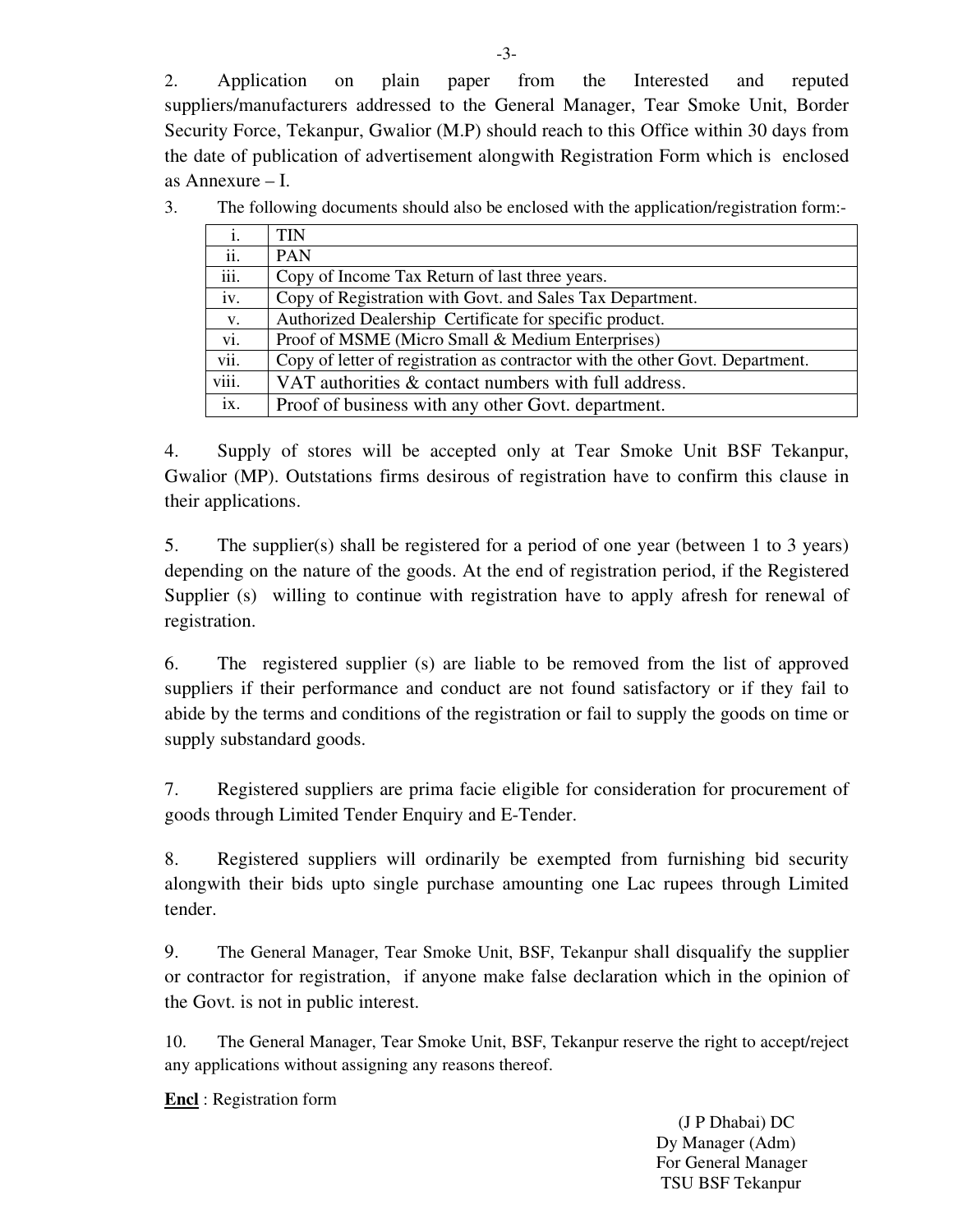2. Application on plain paper from the Interested and reputed suppliers/manufacturers addressed to the General Manager, Tear Smoke Unit, Border Security Force, Tekanpur, Gwalior (M.P) should reach to this Office within 30 days from the date of publication of advertisement alongwith Registration Form which is enclosed as Annexure – I.

3. The following documents should also be enclosed with the application/registration form:-

| | |
|---|---|
| i. | TIN |
| ii. | PAN |
| iii. | Copy of Income Tax Return of last three years. |
| iv. | Copy of Registration with Govt. and Sales Tax Department. |
| v. | Authorized Dealership Certificate for specific product. |
| vi. | Proof of MSME (Micro Small & Medium Enterprises) |
| vii. | Copy of letter of registration as contractor with the other Govt. Department. |
| viii. | VAT authorities & contact numbers with full address. |
| ix. | Proof of business with any other Govt. department. |

4. Supply of stores will be accepted only at Tear Smoke Unit BSF Tekanpur, Gwalior (MP). Outstations firms desirous of registration have to confirm this clause in their applications.

5. The supplier(s) shall be registered for a period of one year (between 1 to 3 years) depending on the nature of the goods. At the end of registration period, if the Registered Supplier (s) willing to continue with registration have to apply afresh for renewal of registration.

6. The registered supplier (s) are liable to be removed from the list of approved suppliers if their performance and conduct are not found satisfactory or if they fail to abide by the terms and conditions of the registration or fail to supply the goods on time or supply substandard goods.

7. Registered suppliers are prima facie eligible for consideration for procurement of goods through Limited Tender Enquiry and E-Tender.

8. Registered suppliers will ordinarily be exempted from furnishing bid security alongwith their bids upto single purchase amounting one Lac rupees through Limited tender.

9. The General Manager, Tear Smoke Unit, BSF, Tekanpur shall disqualify the supplier or contractor for registration, if anyone make false declaration which in the opinion of the Govt. is not in public interest.

10. The General Manager, Tear Smoke Unit, BSF, Tekanpur reserve the right to accept/reject any applications without assigning any reasons thereof.

**Encl** : Registration form

(J P Dhabai) DC
Dy Manager (Adm)
For General Manager
TSU BSF Tekanpur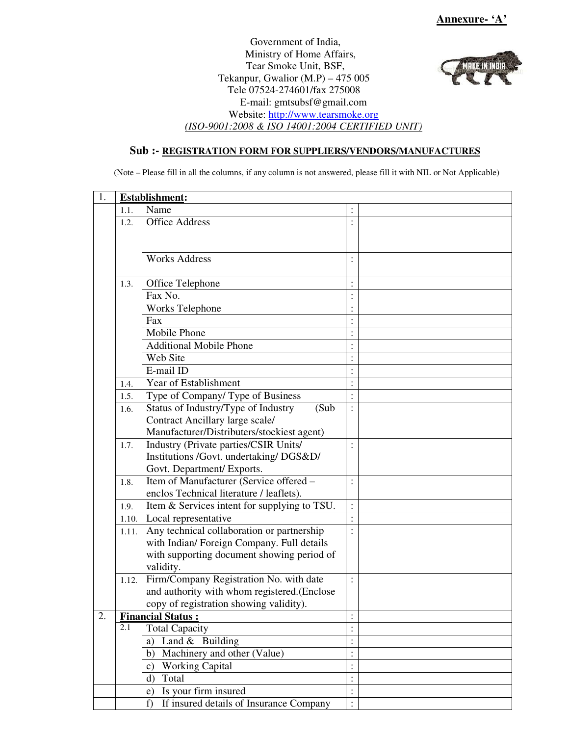**Annexure- 'A'**

Government of India,
Ministry of Home Affairs,
Tear Smoke Unit, BSF,
Tekanpur, Gwalior (M.P) – 475 005
Tele 07524-274601/fax 275008
E-mail: gmtsubsf@gmail.com
Website: http://www.tearsmoke.org
*(ISO-9001:2008 & ISO 14001:2004 CERTIFIED UNIT)*

## Sub :- REGISTRATION FORM FOR SUPPLIERS/VENDORS/MANUFACTURES

(Note – Please fill in all the columns, if any column is not answered, please fill it with NIL or Not Applicable)

| | | | | |
|---|---|---|---|---|
| 1. | **Establishment:** | | | |
| | 1.1. | Name | : | |
| | 1.2. | Office Address | : | |
| | | Works Address | : | |
| | 1.3. | Office Telephone | : | |
| | | Fax No. | : | |
| | | Works Telephone | : | |
| | | Fax | : | |
| | | Mobile Phone | : | |
| | | Additional Mobile Phone | : | |
| | | Web Site | : | |
| | | E-mail ID | : | |
| | 1.4. | Year of Establishment | : | |
| | 1.5. | Type of Company/ Type of Business | : | |
| | 1.6. | Status of Industry/Type of Industry (Sub Contract Ancillary large scale/ Manufacturer/Distributers/stockiest agent) | : | |
| | 1.7. | Industry (Private parties/CSIR Units/ Institutions /Govt. undertaking/ DGS&D/ Govt. Department/ Exports. | : | |
| | 1.8. | Item of Manufacturer (Service offered – enclos Technical literature / leaflets). | : | |
| | 1.9. | Item & Services intent for supplying to TSU. | : | |
| | 1.10. | Local representative | : | |
| | 1.11. | Any technical collaboration or partnership with Indian/ Foreign Company. Full details with supporting document showing period of validity. | : | |
| | 1.12. | Firm/Company Registration No. with date and authority with whom registered.(Enclose copy of registration showing validity). | : | |
| 2. | **Financial Status :** | | : | |
| | 2.1 | Total Capacity | : | |
| | | a) Land & Building | : | |
| | | b) Machinery and other (Value) | : | |
| | | c) Working Capital | : | |
| | | d) Total | : | |
| | | e) Is your firm insured | : | |
| | | f) If insured details of Insurance Company | : | |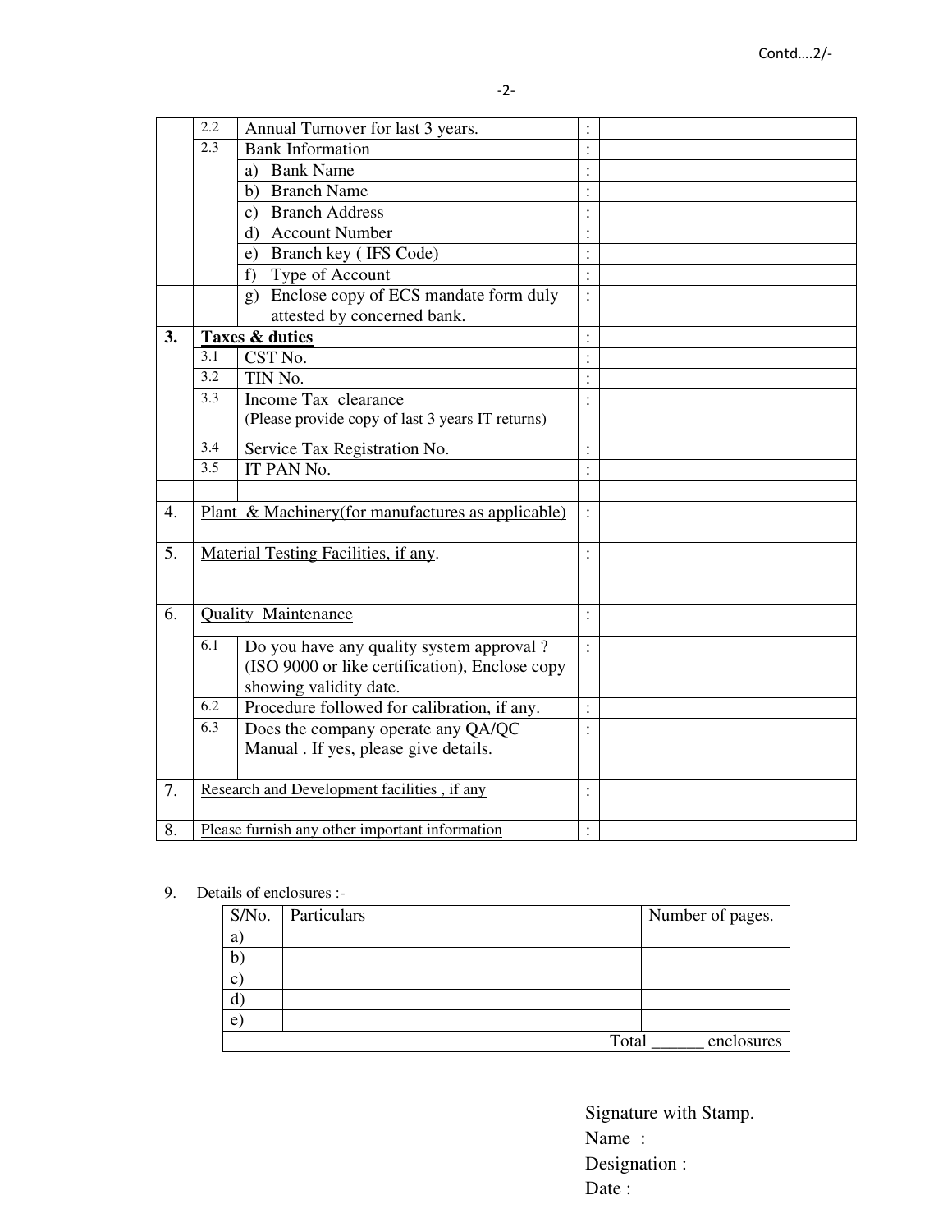Contd….2/-

| | | | | |
|---|---|---|---|---|
| | 2.2 | Annual Turnover for last 3 years. | : | |
| | 2.3 | Bank Information | : | |
| | | a) Bank Name | : | |
| | | b) Branch Name | : | |
| | | c) Branch Address | : | |
| | | d) Account Number | : | |
| | | e) Branch key ( IFS Code) | : | |
| | | f) Type of Account | : | |
| | | g) Enclose copy of ECS mandate form duly attested by concerned bank. | : | |
| **3.** | **<u>Taxes & duties</u>** | | : | |
| | 3.1 | CST No. | : | |
| | 3.2 | TIN No. | : | |
| | 3.3 | Income Tax clearance (Please provide copy of last 3 years IT returns) | : | |
| | 3.4 | Service Tax Registration No. | : | |
| | 3.5 | IT PAN No. | : | |
| | | | | |
| 4. | <u>Plant & Machinery(for manufactures as applicable)</u> | | : | |
| 5. | <u>Material Testing Facilities, if any</u>. | | : | |
| 6. | <u>Quality Maintenance</u> | | : | |
| | 6.1 | Do you have any quality system approval ? (ISO 9000 or like certification), Enclose copy showing validity date. | : | |
| | 6.2 | Procedure followed for calibration, if any. | : | |
| | 6.3 | Does the company operate any QA/QC Manual . If yes, please give details. | : | |
| 7. | <u>Research and Development facilities , if any</u> | | : | |
| 8. | <u>Please furnish any other important information</u> | | : | |

9. Details of enclosures :-

| S/No. | Particulars | Number of pages. |
|---|---|---|
| a) | | |
| b) | | |
| c) | | |
| d) | | |
| e) | | |
| | | Total ______ enclosures |

Signature with Stamp.

Name :

Designation :

Date :